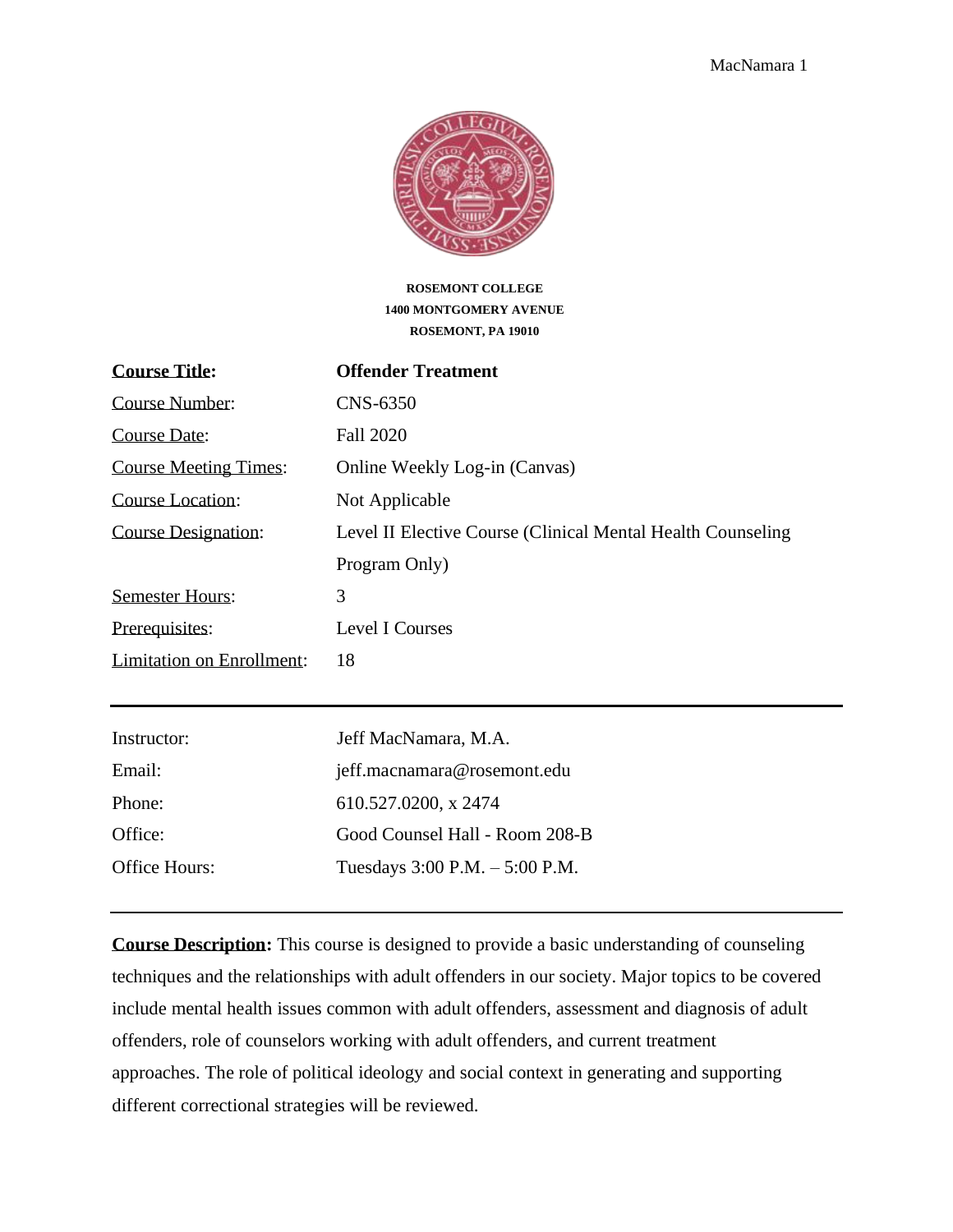**ROSEMONT COLLEGE**
**1400 MONTGOMERY AVENUE**
**ROSEMONT, PA 19010**

| | |
|---|---|
| **Course Title:** | **Offender Treatment** |
| Course Number: | CNS-6350 |
| Course Date: | Fall 2020 |
| Course Meeting Times: | Online Weekly Log-in (Canvas) |
| Course Location: | Not Applicable |
| Course Designation: | Level II Elective Course (Clinical Mental Health Counseling Program Only) |
| Semester Hours: | 3 |
| Prerequisites: | Level I Courses |
| Limitation on Enrollment: | 18 |

---

| | |
|---|---|
| Instructor: | Jeff MacNamara, M.A. |
| Email: | jeff.macnamara@rosemont.edu |
| Phone: | 610.527.0200, x 2474 |
| Office: | Good Counsel Hall - Room 208-B |
| Office Hours: | Tuesdays 3:00 P.M. – 5:00 P.M. |

---

**Course Description:** This course is designed to provide a basic understanding of counseling techniques and the relationships with adult offenders in our society. Major topics to be covered include mental health issues common with adult offenders, assessment and diagnosis of adult offenders, role of counselors working with adult offenders, and current treatment approaches. The role of political ideology and social context in generating and supporting different correctional strategies will be reviewed.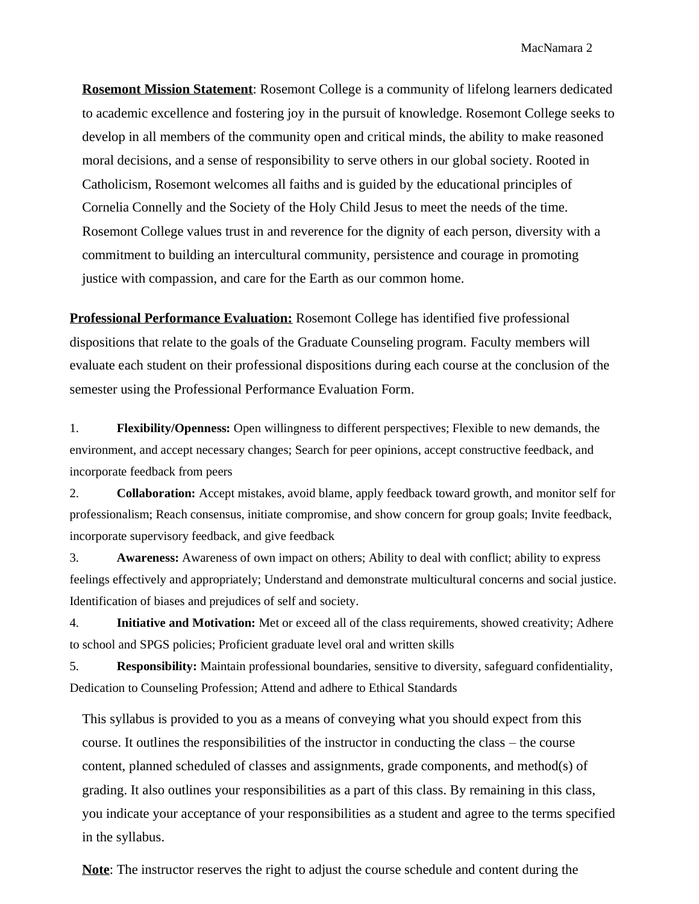**<u>Rosemont Mission Statement</u>**: Rosemont College is a community of lifelong learners dedicated to academic excellence and fostering joy in the pursuit of knowledge. Rosemont College seeks to develop in all members of the community open and critical minds, the ability to make reasoned moral decisions, and a sense of responsibility to serve others in our global society. Rooted in Catholicism, Rosemont welcomes all faiths and is guided by the educational principles of Cornelia Connelly and the Society of the Holy Child Jesus to meet the needs of the time. Rosemont College values trust in and reverence for the dignity of each person, diversity with a commitment to building an intercultural community, persistence and courage in promoting justice with compassion, and care for the Earth as our common home.

**<u>Professional Performance Evaluation:</u>** Rosemont College has identified five professional dispositions that relate to the goals of the Graduate Counseling program. Faculty members will evaluate each student on their professional dispositions during each course at the conclusion of the semester using the Professional Performance Evaluation Form.

1. **Flexibility/Openness:** Open willingness to different perspectives; Flexible to new demands, the environment, and accept necessary changes; Search for peer opinions, accept constructive feedback, and incorporate feedback from peers
2. **Collaboration:** Accept mistakes, avoid blame, apply feedback toward growth, and monitor self for professionalism; Reach consensus, initiate compromise, and show concern for group goals; Invite feedback, incorporate supervisory feedback, and give feedback
3. **Awareness:** Awareness of own impact on others; Ability to deal with conflict; ability to express feelings effectively and appropriately; Understand and demonstrate multicultural concerns and social justice. Identification of biases and prejudices of self and society.
4. **Initiative and Motivation:** Met or exceed all of the class requirements, showed creativity; Adhere to school and SPGS policies; Proficient graduate level oral and written skills
5. **Responsibility:** Maintain professional boundaries, sensitive to diversity, safeguard confidentiality, Dedication to Counseling Profession; Attend and adhere to Ethical Standards

This syllabus is provided to you as a means of conveying what you should expect from this course. It outlines the responsibilities of the instructor in conducting the class – the course content, planned scheduled of classes and assignments, grade components, and method(s) of grading. It also outlines your responsibilities as a part of this class. By remaining in this class, you indicate your acceptance of your responsibilities as a student and agree to the terms specified in the syllabus.

**<u>Note</u>**: The instructor reserves the right to adjust the course schedule and content during the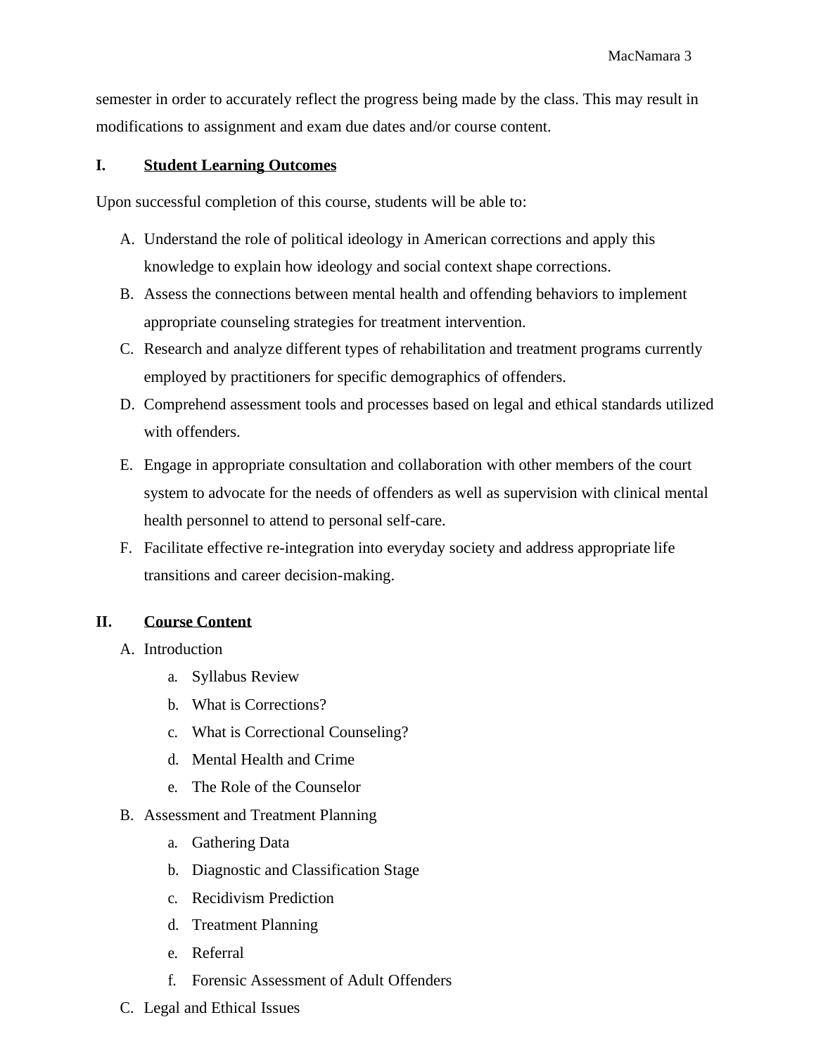semester in order to accurately reflect the progress being made by the class. This may result in modifications to assignment and exam due dates and/or course content.

## I. Student Learning Outcomes

Upon successful completion of this course, students will be able to:

A. Understand the role of political ideology in American corrections and apply this knowledge to explain how ideology and social context shape corrections.
B. Assess the connections between mental health and offending behaviors to implement appropriate counseling strategies for treatment intervention.
C. Research and analyze different types of rehabilitation and treatment programs currently employed by practitioners for specific demographics of offenders.
D. Comprehend assessment tools and processes based on legal and ethical standards utilized with offenders.
E. Engage in appropriate consultation and collaboration with other members of the court system to advocate for the needs of offenders as well as supervision with clinical mental health personnel to attend to personal self-care.
F. Facilitate effective re-integration into everyday society and address appropriate life transitions and career decision-making.

## II. Course Content

A. Introduction
   a. Syllabus Review
   b. What is Corrections?
   c. What is Correctional Counseling?
   d. Mental Health and Crime
   e. The Role of the Counselor
B. Assessment and Treatment Planning
   a. Gathering Data
   b. Diagnostic and Classification Stage
   c. Recidivism Prediction
   d. Treatment Planning
   e. Referral
   f. Forensic Assessment of Adult Offenders
C. Legal and Ethical Issues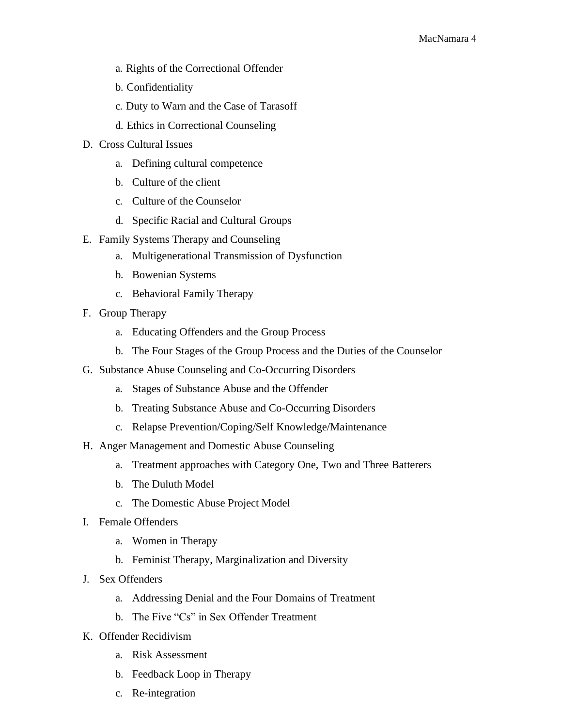a. Rights of the Correctional Offender
   b. Confidentiality
   c. Duty to Warn and the Case of Tarasoff
   d. Ethics in Correctional Counseling

D. Cross Cultural Issues
   a. Defining cultural competence
   b. Culture of the client
   c. Culture of the Counselor
   d. Specific Racial and Cultural Groups

E. Family Systems Therapy and Counseling
   a. Multigenerational Transmission of Dysfunction
   b. Bowenian Systems
   c. Behavioral Family Therapy

F. Group Therapy
   a. Educating Offenders and the Group Process
   b. The Four Stages of the Group Process and the Duties of the Counselor

G. Substance Abuse Counseling and Co-Occurring Disorders
   a. Stages of Substance Abuse and the Offender
   b. Treating Substance Abuse and Co-Occurring Disorders
   c. Relapse Prevention/Coping/Self Knowledge/Maintenance

H. Anger Management and Domestic Abuse Counseling
   a. Treatment approaches with Category One, Two and Three Batterers
   b. The Duluth Model
   c. The Domestic Abuse Project Model

I. Female Offenders
   a. Women in Therapy
   b. Feminist Therapy, Marginalization and Diversity

J. Sex Offenders
   a. Addressing Denial and the Four Domains of Treatment
   b. The Five "Cs" in Sex Offender Treatment

K. Offender Recidivism
   a. Risk Assessment
   b. Feedback Loop in Therapy
   c. Re-integration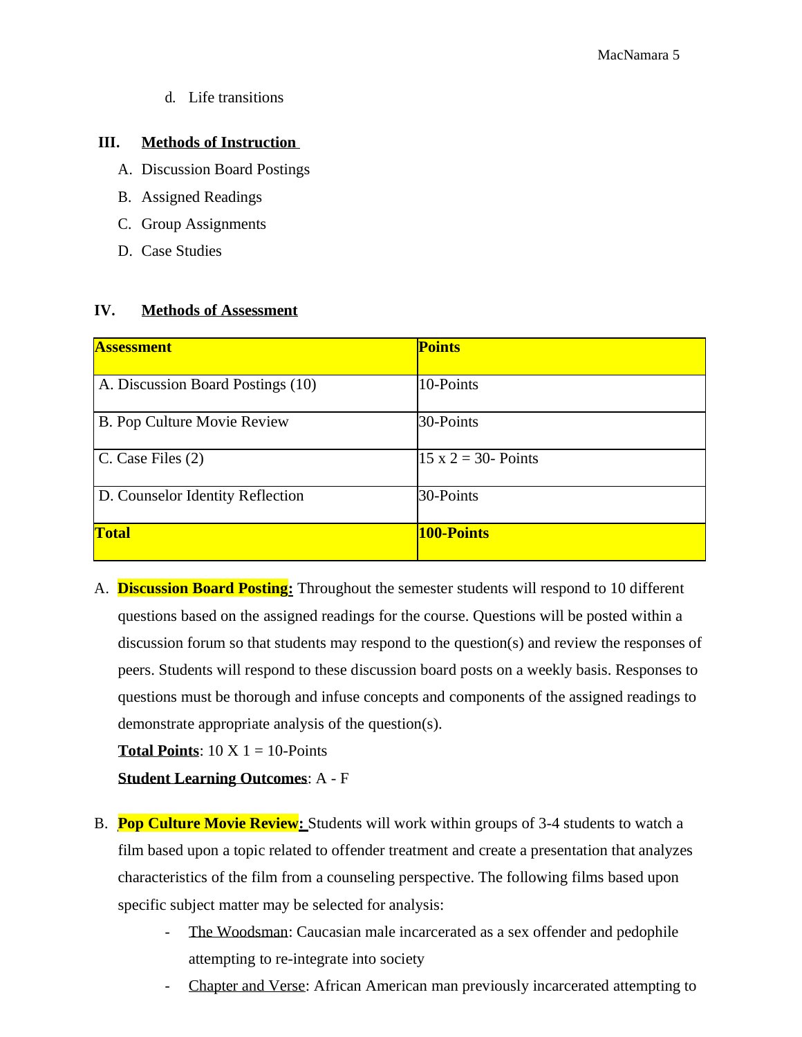d. Life transitions

## III. **Methods of Instruction**

A. Discussion Board Postings

B. Assigned Readings

C. Group Assignments

D. Case Studies

## IV. **Methods of Assessment**

| **Assessment** | **Points** |
|---|---|
| A. Discussion Board Postings (10) | 10-Points |
| B. Pop Culture Movie Review | 30-Points |
| C. Case Files (2) | 15 x 2 = 30- Points |
| D. Counselor Identity Reflection | 30-Points |
| **Total** | **100-Points** |

A. **Discussion Board Posting:** Throughout the semester students will respond to 10 different questions based on the assigned readings for the course. Questions will be posted within a discussion forum so that students may respond to the question(s) and review the responses of peers. Students will respond to these discussion board posts on a weekly basis. Responses to questions must be thorough and infuse concepts and components of the assigned readings to demonstrate appropriate analysis of the question(s).

**Total Points**: 10 X 1 = 10-Points

**Student Learning Outcomes**: A - F

B. **Pop Culture Movie Review:** Students will work within groups of 3-4 students to watch a film based upon a topic related to offender treatment and create a presentation that analyzes characteristics of the film from a counseling perspective. The following films based upon specific subject matter may be selected for analysis:

- The Woodsman: Caucasian male incarcerated as a sex offender and pedophile attempting to re-integrate into society
- Chapter and Verse: African American man previously incarcerated attempting to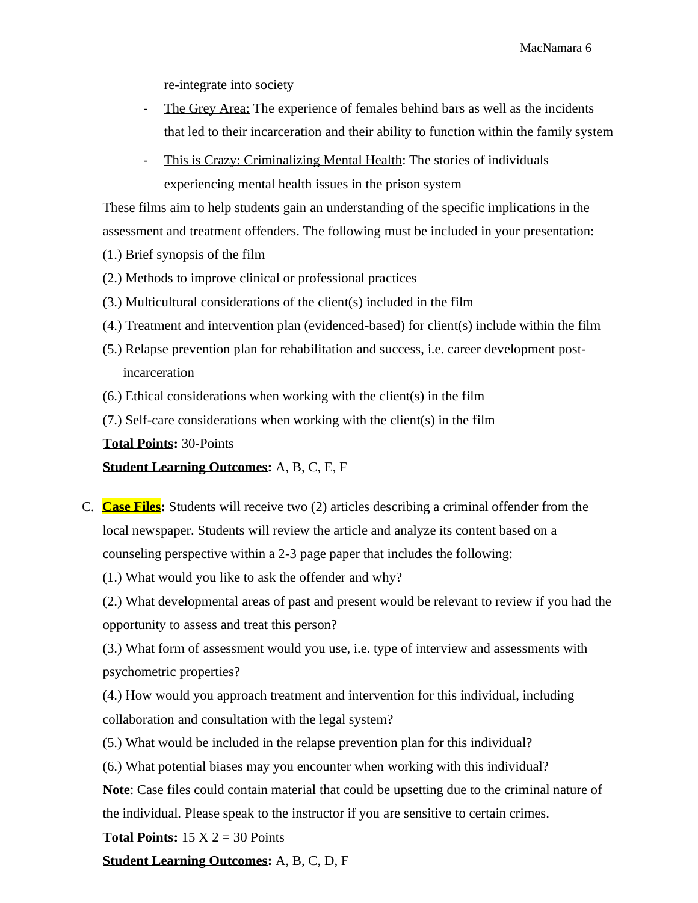re-integrate into society

- The Grey Area: The experience of females behind bars as well as the incidents that led to their incarceration and their ability to function within the family system
- This is Crazy: Criminalizing Mental Health: The stories of individuals experiencing mental health issues in the prison system

These films aim to help students gain an understanding of the specific implications in the assessment and treatment offenders. The following must be included in your presentation:

(1.) Brief synopsis of the film

(2.) Methods to improve clinical or professional practices

(3.) Multicultural considerations of the client(s) included in the film

(4.) Treatment and intervention plan (evidenced-based) for client(s) include within the film

(5.) Relapse prevention plan for rehabilitation and success, i.e. career development post-incarceration

(6.) Ethical considerations when working with the client(s) in the film

(7.) Self-care considerations when working with the client(s) in the film

**Total Points:** 30-Points

**Student Learning Outcomes:** A, B, C, E, F

C. **Case Files:** Students will receive two (2) articles describing a criminal offender from the local newspaper. Students will review the article and analyze its content based on a counseling perspective within a 2-3 page paper that includes the following:

(1.) What would you like to ask the offender and why?

(2.) What developmental areas of past and present would be relevant to review if you had the opportunity to assess and treat this person?

(3.) What form of assessment would you use, i.e. type of interview and assessments with psychometric properties?

(4.) How would you approach treatment and intervention for this individual, including collaboration and consultation with the legal system?

(5.) What would be included in the relapse prevention plan for this individual?

(6.) What potential biases may you encounter when working with this individual?

**Note**: Case files could contain material that could be upsetting due to the criminal nature of the individual. Please speak to the instructor if you are sensitive to certain crimes.

**Total Points:** 15 X 2 = 30 Points

**Student Learning Outcomes:** A, B, C, D, F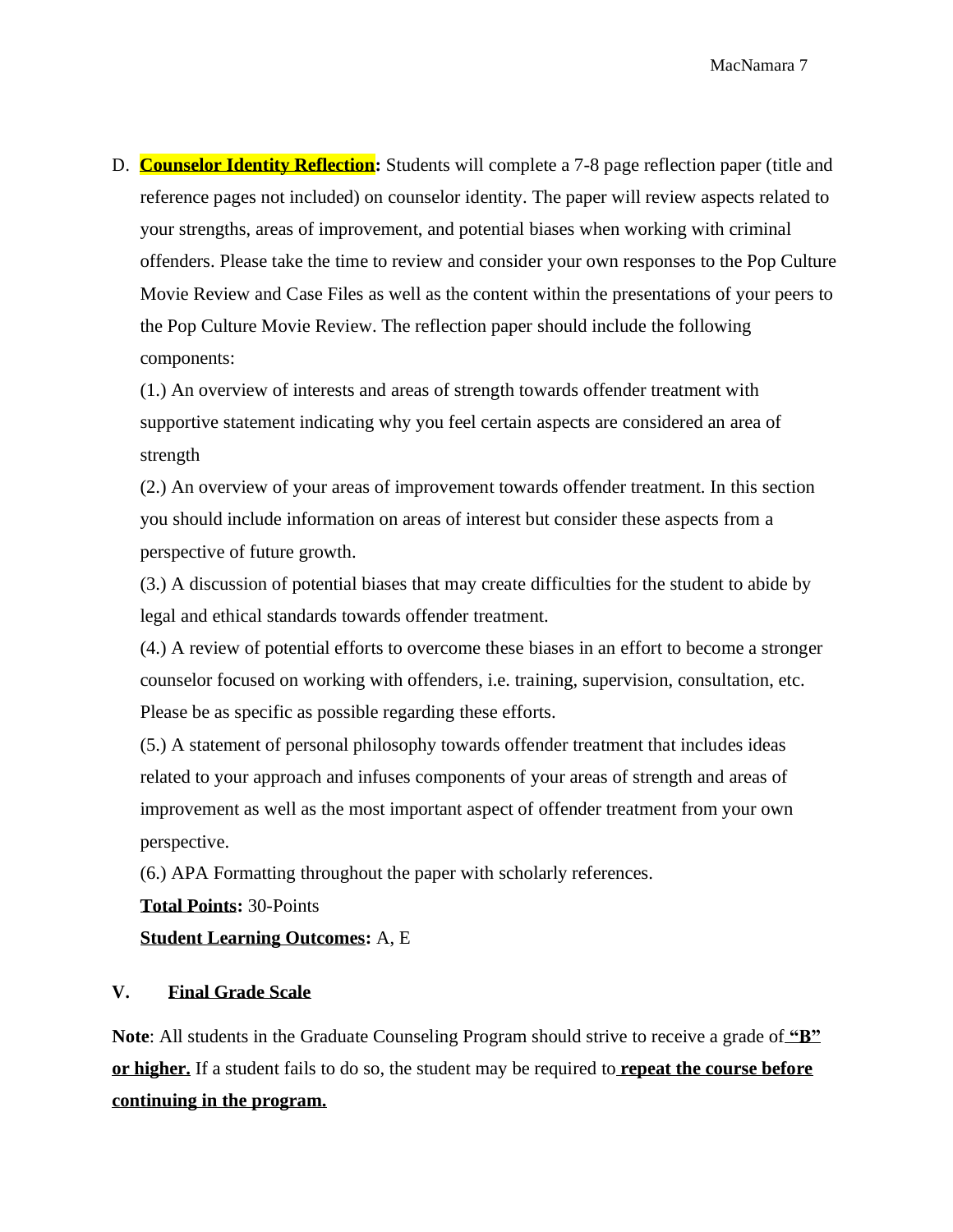D. **Counselor Identity Reflection:** Students will complete a 7-8 page reflection paper (title and reference pages not included) on counselor identity. The paper will review aspects related to your strengths, areas of improvement, and potential biases when working with criminal offenders. Please take the time to review and consider your own responses to the Pop Culture Movie Review and Case Files as well as the content within the presentations of your peers to the Pop Culture Movie Review. The reflection paper should include the following components:

(1.) An overview of interests and areas of strength towards offender treatment with supportive statement indicating why you feel certain aspects are considered an area of strength

(2.) An overview of your areas of improvement towards offender treatment. In this section you should include information on areas of interest but consider these aspects from a perspective of future growth.

(3.) A discussion of potential biases that may create difficulties for the student to abide by legal and ethical standards towards offender treatment.

(4.) A review of potential efforts to overcome these biases in an effort to become a stronger counselor focused on working with offenders, i.e. training, supervision, consultation, etc. Please be as specific as possible regarding these efforts.

(5.) A statement of personal philosophy towards offender treatment that includes ideas related to your approach and infuses components of your areas of strength and areas of improvement as well as the most important aspect of offender treatment from your own perspective.

(6.) APA Formatting throughout the paper with scholarly references.

**Total Points:** 30-Points

**Student Learning Outcomes:** A, E

## V. Final Grade Scale

**Note**: All students in the Graduate Counseling Program should strive to receive a grade of **"B" or higher.** If a student fails to do so, the student may be required to **repeat the course before continuing in the program.**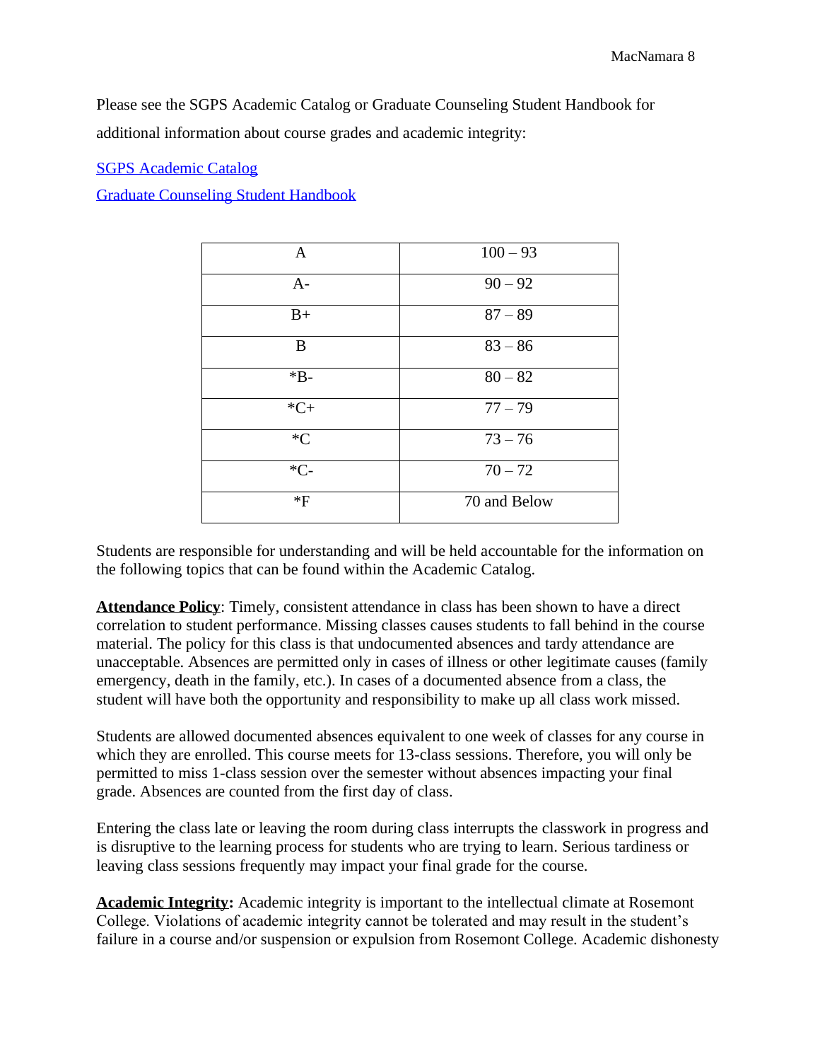Please see the SGPS Academic Catalog or Graduate Counseling Student Handbook for additional information about course grades and academic integrity:

[SGPS Academic Catalog]

[Graduate Counseling Student Handbook]

| | |
|---|---|
| A | 100 – 93 |
| A- | 90 – 92 |
| B+ | 87 – 89 |
| B | 83 – 86 |
| *B- | 80 – 82 |
| *C+ | 77 – 79 |
| *C | 73 – 76 |
| *C- | 70 – 72 |
| *F | 70 and Below |

Students are responsible for understanding and will be held accountable for the information on the following topics that can be found within the Academic Catalog.

**Attendance Policy**: Timely, consistent attendance in class has been shown to have a direct correlation to student performance. Missing classes causes students to fall behind in the course material. The policy for this class is that undocumented absences and tardy attendance are unacceptable. Absences are permitted only in cases of illness or other legitimate causes (family emergency, death in the family, etc.). In cases of a documented absence from a class, the student will have both the opportunity and responsibility to make up all class work missed.

Students are allowed documented absences equivalent to one week of classes for any course in which they are enrolled. This course meets for 13-class sessions. Therefore, you will only be permitted to miss 1-class session over the semester without absences impacting your final grade. Absences are counted from the first day of class.

Entering the class late or leaving the room during class interrupts the classwork in progress and is disruptive to the learning process for students who are trying to learn. Serious tardiness or leaving class sessions frequently may impact your final grade for the course.

**Academic Integrity:** Academic integrity is important to the intellectual climate at Rosemont College. Violations of academic integrity cannot be tolerated and may result in the student's failure in a course and/or suspension or expulsion from Rosemont College. Academic dishonesty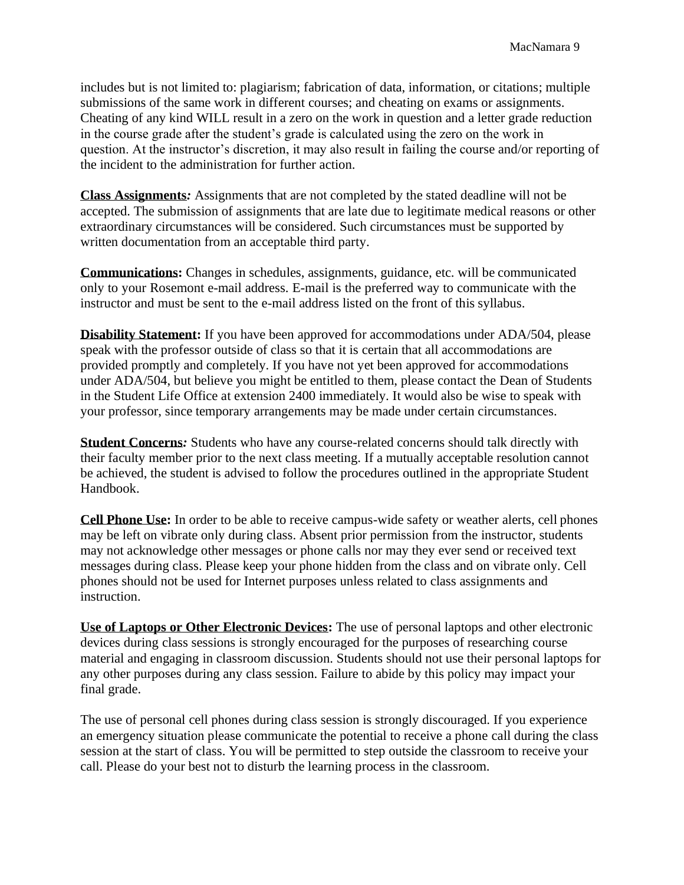includes but is not limited to: plagiarism; fabrication of data, information, or citations; multiple submissions of the same work in different courses; and cheating on exams or assignments. Cheating of any kind WILL result in a zero on the work in question and a letter grade reduction in the course grade after the student's grade is calculated using the zero on the work in question. At the instructor's discretion, it may also result in failing the course and/or reporting of the incident to the administration for further action.

**Class Assignments***:* Assignments that are not completed by the stated deadline will not be accepted. The submission of assignments that are late due to legitimate medical reasons or other extraordinary circumstances will be considered. Such circumstances must be supported by written documentation from an acceptable third party.

**Communications:** Changes in schedules, assignments, guidance, etc. will be communicated only to your Rosemont e-mail address. E-mail is the preferred way to communicate with the instructor and must be sent to the e-mail address listed on the front of this syllabus.

**Disability Statement:** If you have been approved for accommodations under ADA/504, please speak with the professor outside of class so that it is certain that all accommodations are provided promptly and completely. If you have not yet been approved for accommodations under ADA/504, but believe you might be entitled to them, please contact the Dean of Students in the Student Life Office at extension 2400 immediately. It would also be wise to speak with your professor, since temporary arrangements may be made under certain circumstances.

**Student Concerns***:* Students who have any course-related concerns should talk directly with their faculty member prior to the next class meeting. If a mutually acceptable resolution cannot be achieved, the student is advised to follow the procedures outlined in the appropriate Student Handbook.

**Cell Phone Use:** In order to be able to receive campus-wide safety or weather alerts, cell phones may be left on vibrate only during class. Absent prior permission from the instructor, students may not acknowledge other messages or phone calls nor may they ever send or received text messages during class. Please keep your phone hidden from the class and on vibrate only. Cell phones should not be used for Internet purposes unless related to class assignments and instruction.

**Use of Laptops or Other Electronic Devices:** The use of personal laptops and other electronic devices during class sessions is strongly encouraged for the purposes of researching course material and engaging in classroom discussion. Students should not use their personal laptops for any other purposes during any class session. Failure to abide by this policy may impact your final grade.

The use of personal cell phones during class session is strongly discouraged. If you experience an emergency situation please communicate the potential to receive a phone call during the class session at the start of class. You will be permitted to step outside the classroom to receive your call. Please do your best not to disturb the learning process in the classroom.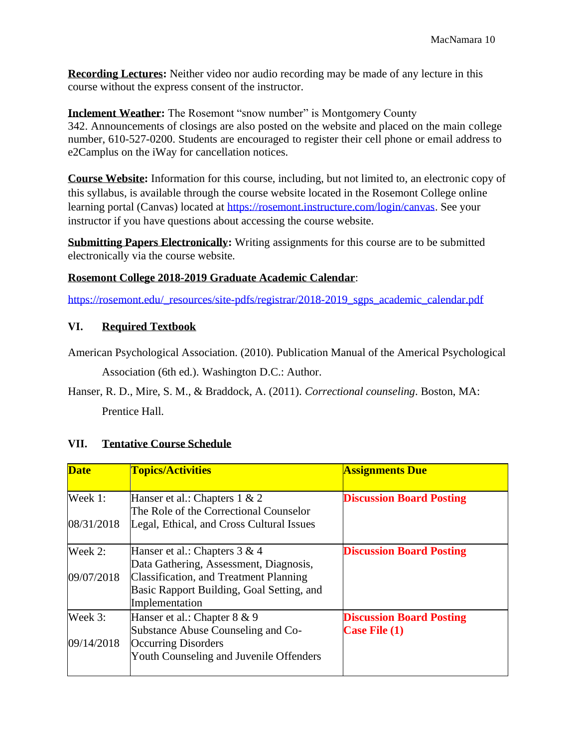**Recording Lectures:** Neither video nor audio recording may be made of any lecture in this course without the express consent of the instructor.

**Inclement Weather:** The Rosemont "snow number" is Montgomery County 342. Announcements of closings are also posted on the website and placed on the main college number, 610-527-0200. Students are encouraged to register their cell phone or email address to e2Camplus on the iWay for cancellation notices.

**Course Website:** Information for this course, including, but not limited to, an electronic copy of this syllabus, is available through the course website located in the Rosemont College online learning portal (Canvas) located at [https://rosemont.instructure.com/login/canvas](https://rosemont.instructure.com/login/canvas). See your instructor if you have questions about accessing the course website.

**Submitting Papers Electronically:** Writing assignments for this course are to be submitted electronically via the course website.

**Rosemont College 2018-2019 Graduate Academic Calendar**:

[https://rosemont.edu/_resources/site-pdfs/registrar/2018-2019_sgps_academic_calendar.pdf](https://rosemont.edu/_resources/site-pdfs/registrar/2018-2019_sgps_academic_calendar.pdf)

## VI. Required Textbook

American Psychological Association. (2010). Publication Manual of the Americal Psychological Association (6th ed.). Washington D.C.: Author.

Hanser, R. D., Mire, S. M., & Braddock, A. (2011). *Correctional counseling*. Boston, MA: Prentice Hall.

## VII. Tentative Course Schedule

| Date | Topics/Activities | Assignments Due |
|---|---|---|
| Week 1: 08/31/2018 | Hanser et al.: Chapters 1 & 2<br>The Role of the Correctional Counselor<br>Legal, Ethical, and Cross Cultural Issues | **Discussion Board Posting** |
| Week 2: 09/07/2018 | Hanser et al.: Chapters 3 & 4<br>Data Gathering, Assessment, Diagnosis, Classification, and Treatment Planning<br>Basic Rapport Building, Goal Setting, and Implementation | **Discussion Board Posting** |
| Week 3: 09/14/2018 | Hanser et al.: Chapter 8 & 9<br>Substance Abuse Counseling and Co-Occurring Disorders<br>Youth Counseling and Juvenile Offenders | **Discussion Board Posting**<br>**Case File (1)** |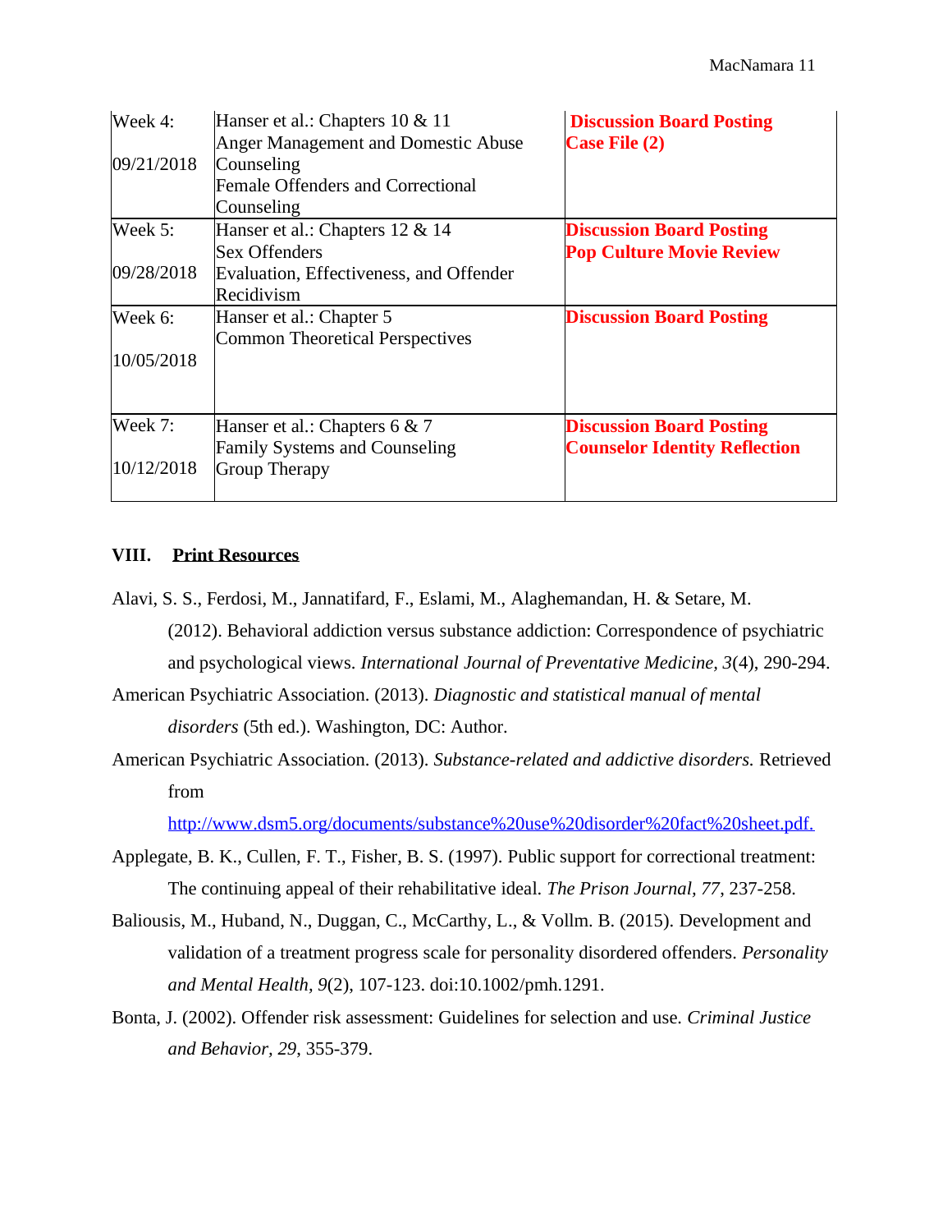| | | |
|---|---|---|
| Week 4:<br><br>09/21/2018 | Hanser et al.: Chapters 10 & 11<br>Anger Management and Domestic Abuse Counseling<br>Female Offenders and Correctional Counseling | **Discussion Board Posting**<br>**Case File (2)** |
| Week 5:<br><br>09/28/2018 | Hanser et al.: Chapters 12 & 14<br>Sex Offenders<br>Evaluation, Effectiveness, and Offender Recidivism | **Discussion Board Posting**<br>**Pop Culture Movie Review** |
| Week 6:<br><br>10/05/2018 | Hanser et al.: Chapter 5<br>Common Theoretical Perspectives | **Discussion Board Posting** |
| Week 7:<br><br>10/12/2018 | Hanser et al.: Chapters 6 & 7<br>Family Systems and Counseling<br>Group Therapy | **Discussion Board Posting**<br>**Counselor Identity Reflection** |

## VIII. Print Resources

Alavi, S. S., Ferdosi, M., Jannatifard, F., Eslami, M., Alaghemandan, H. & Setare, M. (2012). Behavioral addiction versus substance addiction: Correspondence of psychiatric and psychological views. *International Journal of Preventative Medicine, 3*(4), 290-294.

American Psychiatric Association. (2013). *Diagnostic and statistical manual of mental disorders* (5th ed.). Washington, DC: Author.

American Psychiatric Association. (2013). *Substance-related and addictive disorders.* Retrieved from http://www.dsm5.org/documents/substance%20use%20disorder%20fact%20sheet.pdf.

Applegate, B. K., Cullen, F. T., Fisher, B. S. (1997). Public support for correctional treatment: The continuing appeal of their rehabilitative ideal. *The Prison Journal, 77*, 237-258.

Baliousis, M., Huband, N., Duggan, C., McCarthy, L., & Vollm. B. (2015). Development and validation of a treatment progress scale for personality disordered offenders. *Personality and Mental Health, 9*(2), 107-123. doi:10.1002/pmh.1291.

Bonta, J. (2002). Offender risk assessment: Guidelines for selection and use. *Criminal Justice and Behavior, 29*, 355-379.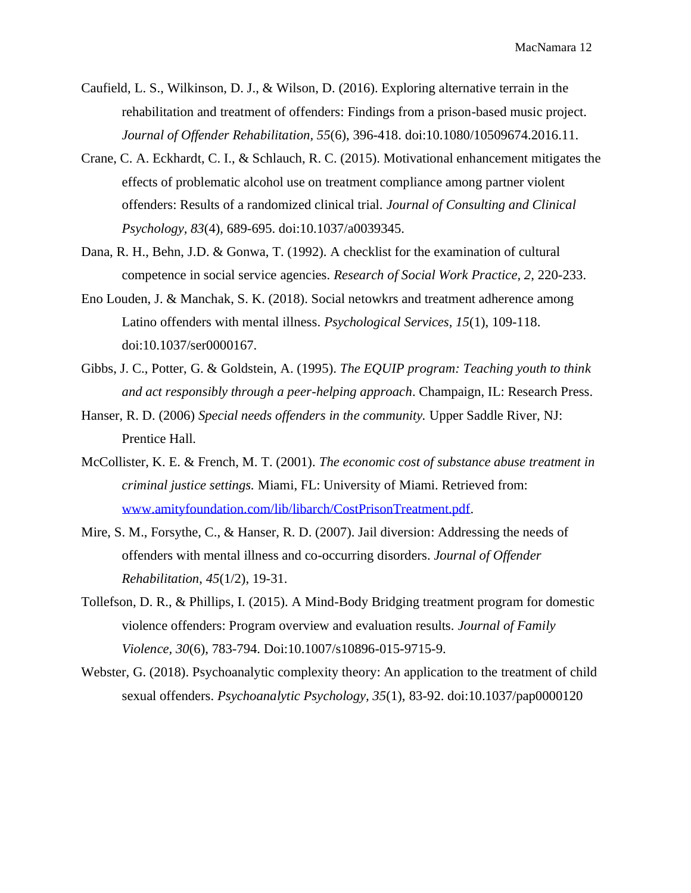Caufield, L. S., Wilkinson, D. J., & Wilson, D. (2016). Exploring alternative terrain in the rehabilitation and treatment of offenders: Findings from a prison-based music project. *Journal of Offender Rehabilitation, 55*(6), 396-418. doi:10.1080/10509674.2016.11.

Crane, C. A. Eckhardt, C. I., & Schlauch, R. C. (2015). Motivational enhancement mitigates the effects of problematic alcohol use on treatment compliance among partner violent offenders: Results of a randomized clinical trial. *Journal of Consulting and Clinical Psychology, 83*(4), 689-695. doi:10.1037/a0039345.

Dana, R. H., Behn, J.D. & Gonwa, T. (1992). A checklist for the examination of cultural competence in social service agencies. *Research of Social Work Practice, 2*, 220-233.

Eno Louden, J. & Manchak, S. K. (2018). Social netowkrs and treatment adherence among Latino offenders with mental illness. *Psychological Services, 15*(1), 109-118. doi:10.1037/ser0000167.

Gibbs, J. C., Potter, G. & Goldstein, A. (1995). *The EQUIP program: Teaching youth to think and act responsibly through a peer-helping approach*. Champaign, IL: Research Press.

Hanser, R. D. (2006) *Special needs offenders in the community.* Upper Saddle River, NJ: Prentice Hall.

McCollister, K. E. & French, M. T. (2001). *The economic cost of substance abuse treatment in criminal justice settings.* Miami, FL: University of Miami. Retrieved from: www.amityfoundation.com/lib/libarch/CostPrisonTreatment.pdf.

Mire, S. M., Forsythe, C., & Hanser, R. D. (2007). Jail diversion: Addressing the needs of offenders with mental illness and co-occurring disorders. *Journal of Offender Rehabilitation*, *45*(1/2), 19-31.

Tollefson, D. R., & Phillips, I. (2015). A Mind-Body Bridging treatment program for domestic violence offenders: Program overview and evaluation results. *Journal of Family Violence, 30*(6), 783-794. Doi:10.1007/s10896-015-9715-9.

Webster, G. (2018). Psychoanalytic complexity theory: An application to the treatment of child sexual offenders. *Psychoanalytic Psychology, 35*(1), 83-92. doi:10.1037/pap0000120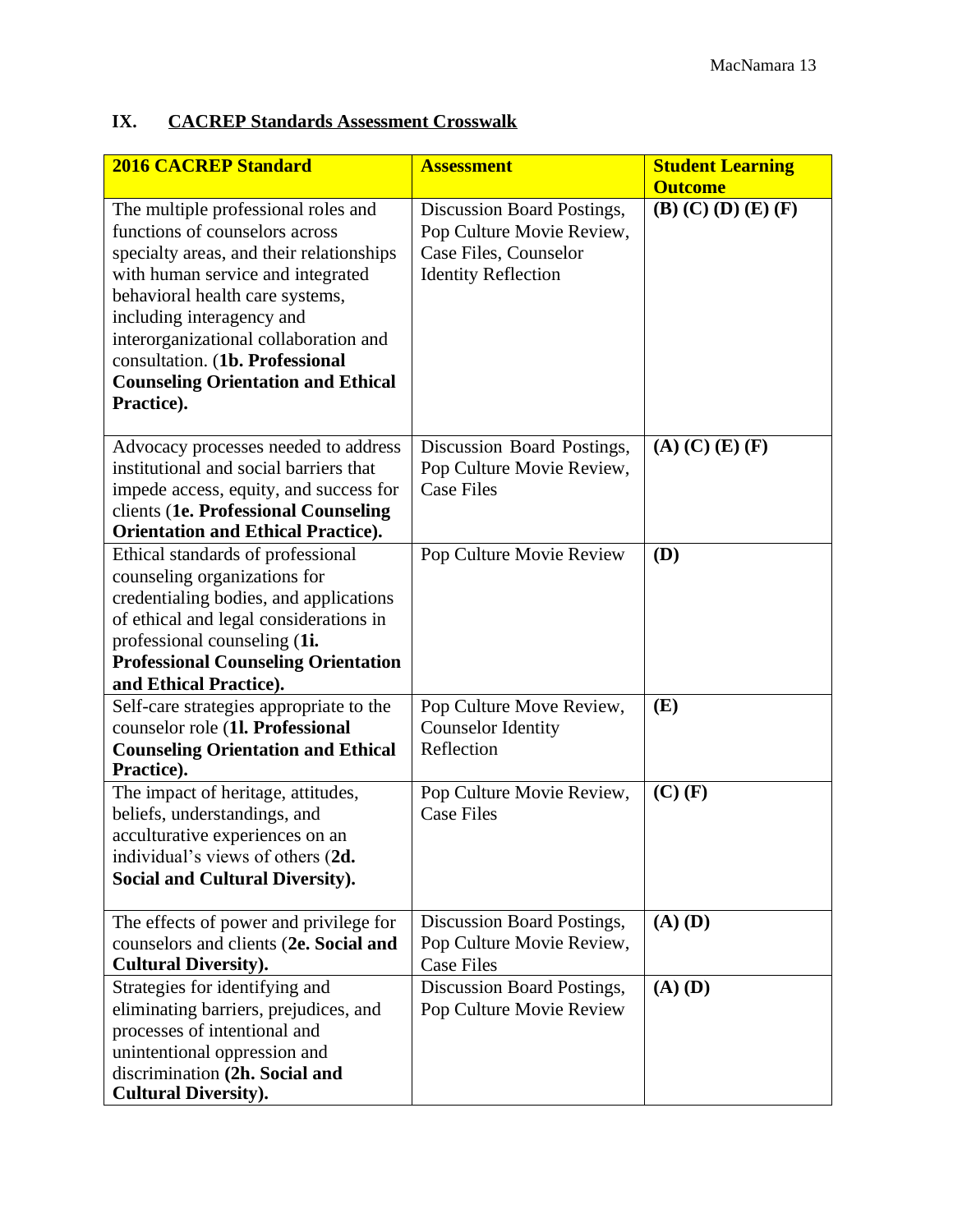## IX. CACREP Standards Assessment Crosswalk

| **2016 CACREP Standard** | **Assessment** | **Student Learning Outcome** |
|---|---|---|
| The multiple professional roles and functions of counselors across specialty areas, and their relationships with human service and integrated behavioral health care systems, including interagency and interorganizational collaboration and consultation. (**1b. Professional Counseling Orientation and Ethical Practice).** | Discussion Board Postings, Pop Culture Movie Review, Case Files, Counselor Identity Reflection | **(B) (C) (D) (E) (F)** |
| Advocacy processes needed to address institutional and social barriers that impede access, equity, and success for clients (**1e. Professional Counseling Orientation and Ethical Practice).** | Discussion Board Postings, Pop Culture Movie Review, Case Files | **(A) (C) (E) (F)** |
| Ethical standards of professional counseling organizations for credentialing bodies, and applications of ethical and legal considerations in professional counseling (**1i. Professional Counseling Orientation and Ethical Practice).** | Pop Culture Movie Review | **(D)** |
| Self-care strategies appropriate to the counselor role (**1l. Professional Counseling Orientation and Ethical Practice).** | Pop Culture Move Review, Counselor Identity Reflection | **(E)** |
| The impact of heritage, attitudes, beliefs, understandings, and acculturative experiences on an individual's views of others (**2d. Social and Cultural Diversity).** | Pop Culture Movie Review, Case Files | **(C) (F)** |
| The effects of power and privilege for counselors and clients (**2e. Social and Cultural Diversity).** | Discussion Board Postings, Pop Culture Movie Review, Case Files | **(A) (D)** |
| Strategies for identifying and eliminating barriers, prejudices, and processes of intentional and unintentional oppression and discrimination **(2h. Social and Cultural Diversity).** | Discussion Board Postings, Pop Culture Movie Review | **(A) (D)** |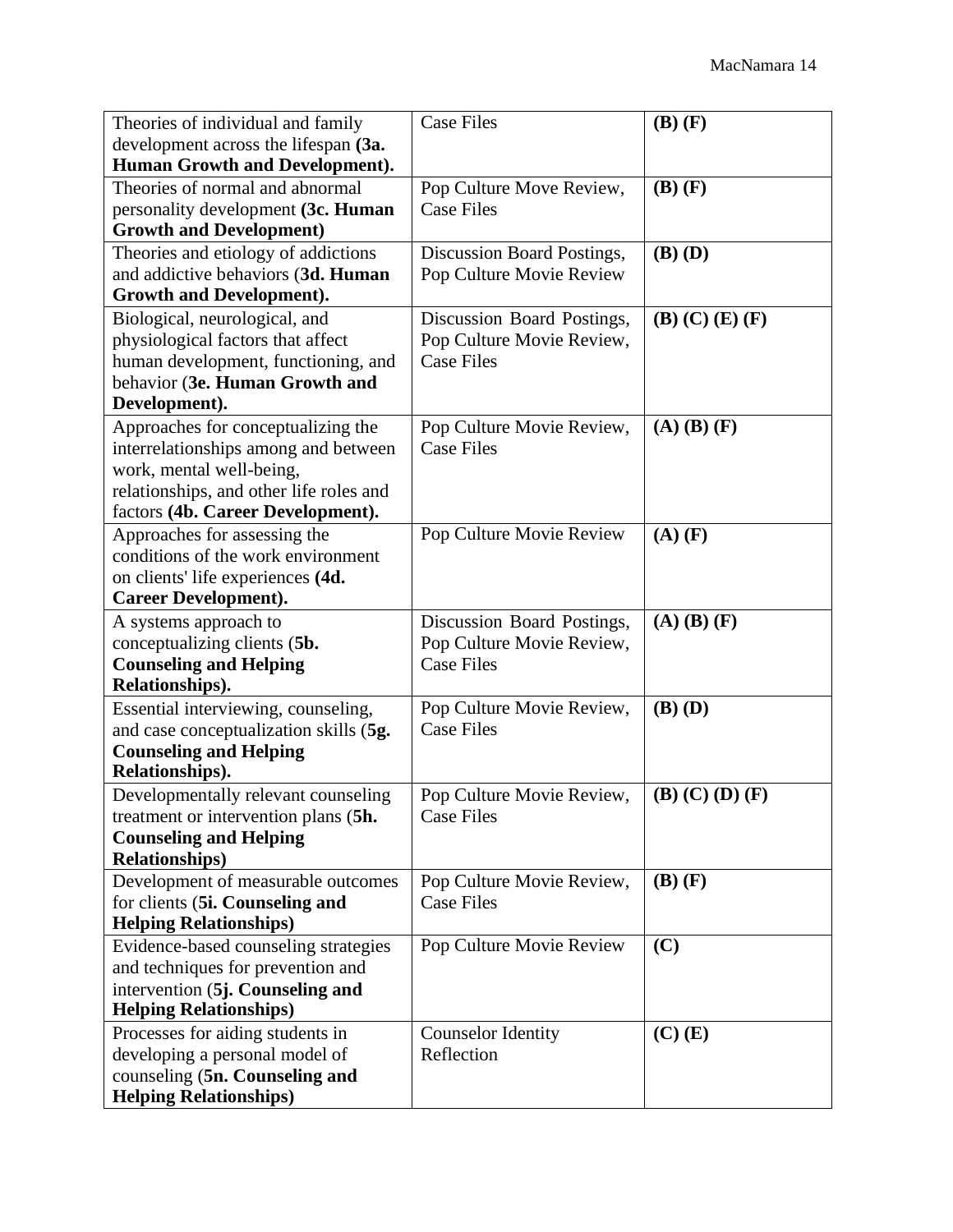| | | |
|---|---|---|
| Theories of individual and family development across the lifespan **(3a. Human Growth and Development).** | Case Files | **(B) (F)** |
| Theories of normal and abnormal personality development **(3c. Human Growth and Development)** | Pop Culture Move Review, Case Files | **(B) (F)** |
| Theories and etiology of addictions and addictive behaviors (**3d. Human Growth and Development).** | Discussion Board Postings, Pop Culture Movie Review | **(B) (D)** |
| Biological, neurological, and physiological factors that affect human development, functioning, and behavior (**3e. Human Growth and Development).** | Discussion Board Postings, Pop Culture Movie Review, Case Files | **(B) (C) (E) (F)** |
| Approaches for conceptualizing the interrelationships among and between work, mental well-being, relationships, and other life roles and factors **(4b. Career Development).** | Pop Culture Movie Review, Case Files | **(A) (B) (F)** |
| Approaches for assessing the conditions of the work environment on clients' life experiences **(4d. Career Development).** | Pop Culture Movie Review | **(A) (F)** |
| A systems approach to conceptualizing clients (**5b. Counseling and Helping Relationships).** | Discussion Board Postings, Pop Culture Movie Review, Case Files | **(A) (B) (F)** |
| Essential interviewing, counseling, and case conceptualization skills (**5g. Counseling and Helping Relationships).** | Pop Culture Movie Review, Case Files | **(B) (D)** |
| Developmentally relevant counseling treatment or intervention plans (**5h. Counseling and Helping Relationships)** | Pop Culture Movie Review, Case Files | **(B) (C) (D) (F)** |
| Development of measurable outcomes for clients (**5i. Counseling and Helping Relationships)** | Pop Culture Movie Review, Case Files | **(B) (F)** |
| Evidence-based counseling strategies and techniques for prevention and intervention (**5j. Counseling and Helping Relationships)** | Pop Culture Movie Review | **(C)** |
| Processes for aiding students in developing a personal model of counseling (**5n. Counseling and Helping Relationships)** | Counselor Identity Reflection | **(C) (E)** |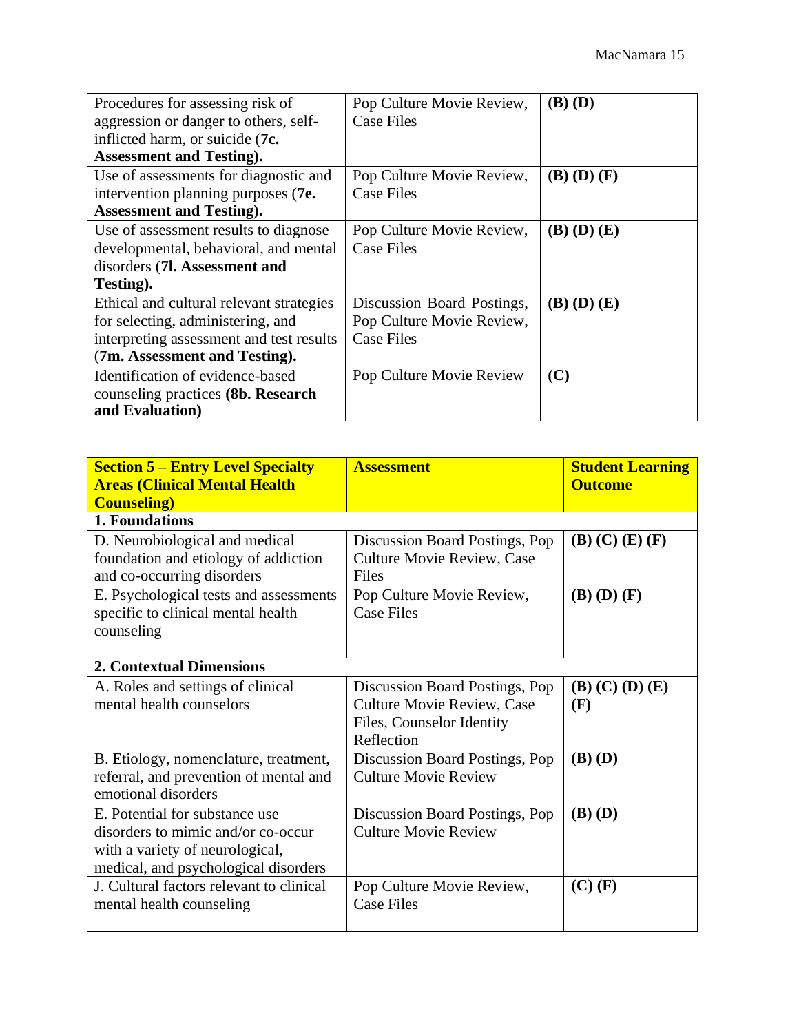| | | |
|---|---|---|
| Procedures for assessing risk of aggression or danger to others, self-inflicted harm, or suicide (**7c. Assessment and Testing**). | Pop Culture Movie Review, Case Files | **(B) (D)** |
| Use of assessments for diagnostic and intervention planning purposes (**7e. Assessment and Testing**). | Pop Culture Movie Review, Case Files | **(B) (D) (F)** |
| Use of assessment results to diagnose developmental, behavioral, and mental disorders (**7l. Assessment and Testing**). | Pop Culture Movie Review, Case Files | **(B) (D) (E)** |
| Ethical and cultural relevant strategies for selecting, administering, and interpreting assessment and test results (**7m. Assessment and Testing**). | Discussion Board Postings, Pop Culture Movie Review, Case Files | **(B) (D) (E)** |
| Identification of evidence-based counseling practices **(8b. Research and Evaluation)** | Pop Culture Movie Review | **(C)** |

| **Section 5 – Entry Level Specialty Areas (Clinical Mental Health Counseling)** | **Assessment** | **Student Learning Outcome** |
|---|---|---|
| **1. Foundations** | | |
| D. Neurobiological and medical foundation and etiology of addiction and co-occurring disorders | Discussion Board Postings, Pop Culture Movie Review, Case Files | **(B) (C) (E) (F)** |
| E. Psychological tests and assessments specific to clinical mental health counseling | Pop Culture Movie Review, Case Files | **(B) (D) (F)** |
| **2. Contextual Dimensions** | | |
| A. Roles and settings of clinical mental health counselors | Discussion Board Postings, Pop Culture Movie Review, Case Files, Counselor Identity Reflection | **(B) (C) (D) (E) (F)** |
| B. Etiology, nomenclature, treatment, referral, and prevention of mental and emotional disorders | Discussion Board Postings, Pop Culture Movie Review | **(B) (D)** |
| E. Potential for substance use disorders to mimic and/or co-occur with a variety of neurological, medical, and psychological disorders | Discussion Board Postings, Pop Culture Movie Review | **(B) (D)** |
| J. Cultural factors relevant to clinical mental health counseling | Pop Culture Movie Review, Case Files | **(C) (F)** |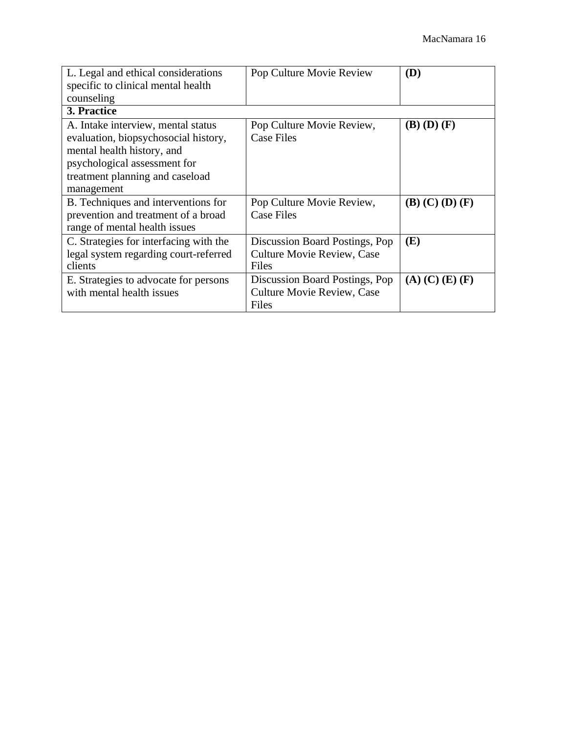| | | |
|---|---|---|
| L. Legal and ethical considerations specific to clinical mental health counseling | Pop Culture Movie Review | **(D)** |
| **3. Practice** | | |
| A. Intake interview, mental status evaluation, biopsychosocial history, mental health history, and psychological assessment for treatment planning and caseload management | Pop Culture Movie Review, Case Files | **(B) (D) (F)** |
| B. Techniques and interventions for prevention and treatment of a broad range of mental health issues | Pop Culture Movie Review, Case Files | **(B) (C) (D) (F)** |
| C. Strategies for interfacing with the legal system regarding court-referred clients | Discussion Board Postings, Pop Culture Movie Review, Case Files | **(E)** |
| E. Strategies to advocate for persons with mental health issues | Discussion Board Postings, Pop Culture Movie Review, Case Files | **(A) (C) (E) (F)** |